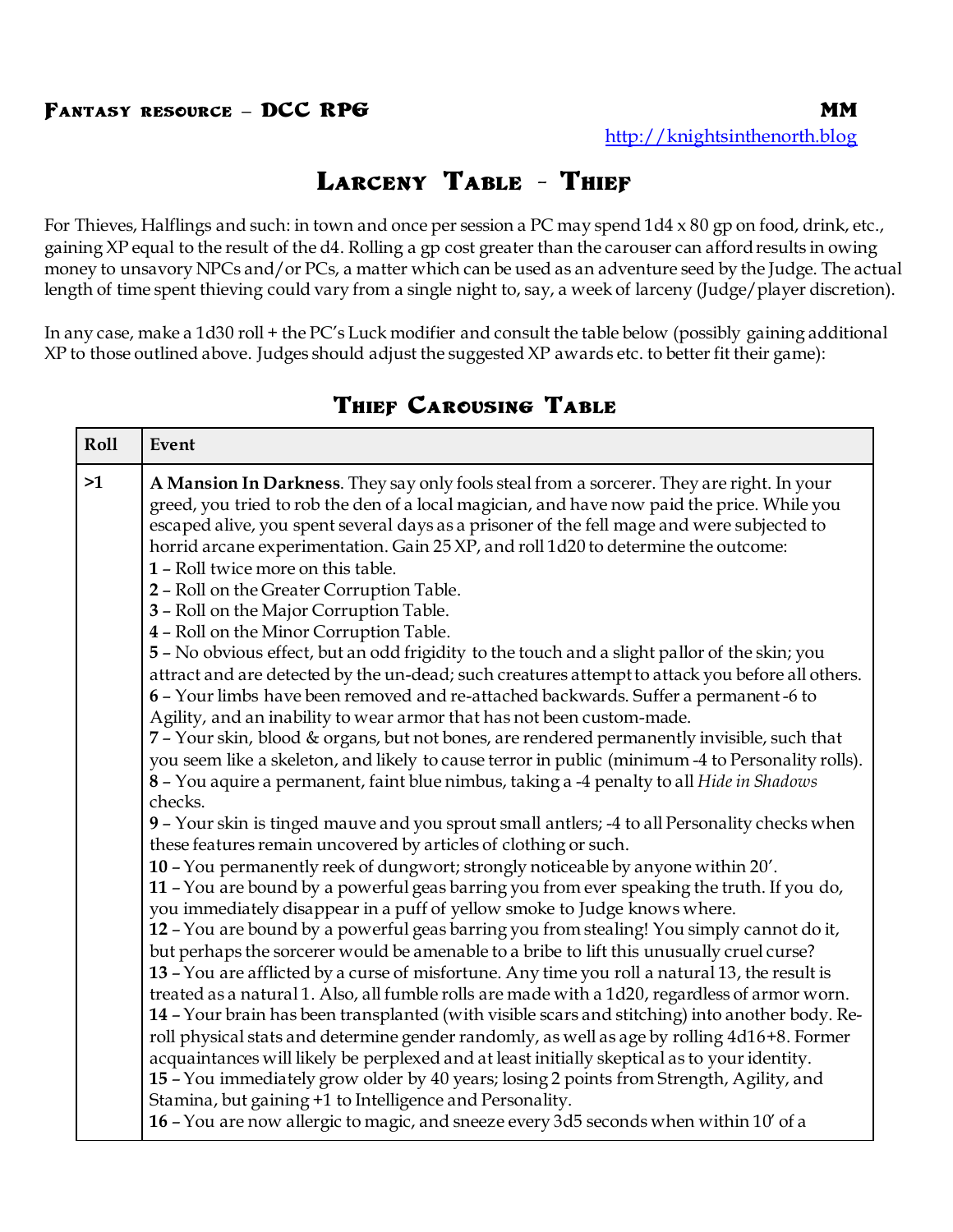**Fantasy resource – DCC RPG** **MM**

http://knightsinthenorth.blog

# Larceny Table - Thief

For Thieves, Halflings and such: in town and once per session a PC may spend 1d4 x 80 gp on food, drink, etc., gaining XP equal to the result of the d4. Rolling a gp cost greater than the carouser can afford results in owing money to unsavory NPCs and/or PCs, a matter which can be used as an adventure seed by the Judge. The actual length of time spent thieving could vary from a single night to, say, a week of larceny (Judge/player discretion).

In any case, make a 1d30 roll + the PC's Luck modifier and consult the table below (possibly gaining additional XP to those outlined above. Judges should adjust the suggested XP awards etc. to better fit their game):

## Thief Carousing Table

| Roll | Event |
|---|---|
| >1 | **A Mansion In Darkness**. They say only fools steal from a sorcerer. They are right. In your greed, you tried to rob the den of a local magician, and have now paid the price. While you escaped alive, you spent several days as a prisoner of the fell mage and were subjected to horrid arcane experimentation. Gain 25 XP, and roll 1d20 to determine the outcome:<br>**1** – Roll twice more on this table.<br>**2** – Roll on the Greater Corruption Table.<br>**3** – Roll on the Major Corruption Table.<br>**4** – Roll on the Minor Corruption Table.<br>**5** – No obvious effect, but an odd frigidity to the touch and a slight pallor of the skin; you attract and are detected by the un-dead; such creatures attempt to attack you before all others.<br>**6** – Your limbs have been removed and re-attached backwards. Suffer a permanent -6 to Agility, and an inability to wear armor that has not been custom-made.<br>**7** – Your skin, blood & organs, but not bones, are rendered permanently invisible, such that you seem like a skeleton, and likely to cause terror in public (minimum -4 to Personality rolls).<br>**8** – You aquire a permanent, faint blue nimbus, taking a -4 penalty to all *Hide in Shadows* checks.<br>**9** – Your skin is tinged mauve and you sprout small antlers; -4 to all Personality checks when these features remain uncovered by articles of clothing or such.<br>**10** – You permanently reek of dungwort; strongly noticeable by anyone within 20'.<br>**11** – You are bound by a powerful geas barring you from ever speaking the truth. If you do, you immediately disappear in a puff of yellow smoke to Judge knows where.<br>**12** – You are bound by a powerful geas barring you from stealing! You simply cannot do it, but perhaps the sorcerer would be amenable to a bribe to lift this unusually cruel curse?<br>**13** – You are afflicted by a curse of misfortune. Any time you roll a natural 13, the result is treated as a natural 1. Also, all fumble rolls are made with a 1d20, regardless of armor worn.<br>**14** – Your brain has been transplanted (with visible scars and stitching) into another body. Re-roll physical stats and determine gender randomly, as well as age by rolling 4d16+8. Former acquaintances will likely be perplexed and at least initially skeptical as to your identity.<br>**15** – You immediately grow older by 40 years; losing 2 points from Strength, Agility, and Stamina, but gaining +1 to Intelligence and Personality.<br>**16** – You are now allergic to magic, and sneeze every 3d5 seconds when within 10' of a |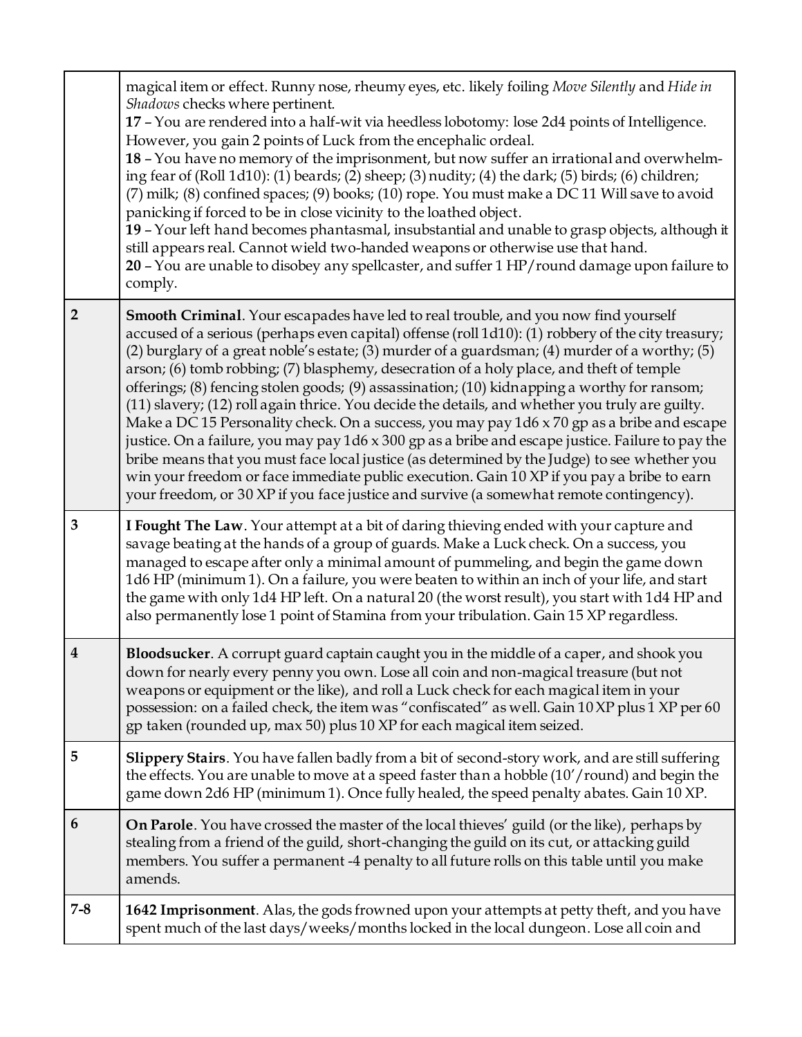| | |
|---|---|
| | magical item or effect. Runny nose, rheumy eyes, etc. likely foiling *Move Silently* and *Hide in Shadows* checks where pertinent.<br>**17** – You are rendered into a half-wit via heedless lobotomy: lose 2d4 points of Intelligence. However, you gain 2 points of Luck from the encephalic ordeal.<br>**18** – You have no memory of the imprisonment, but now suffer an irrational and overwhelming fear of (Roll 1d10): (1) beards; (2) sheep; (3) nudity; (4) the dark; (5) birds; (6) children; (7) milk; (8) confined spaces; (9) books; (10) rope. You must make a DC 11 Will save to avoid panicking if forced to be in close vicinity to the loathed object.<br>**19** – Your left hand becomes phantasmal, insubstantial and unable to grasp objects, although it still appears real. Cannot wield two-handed weapons or otherwise use that hand.<br>**20** – You are unable to disobey any spellcaster, and suffer 1 HP/round damage upon failure to comply. |
| **2** | **Smooth Criminal**. Your escapades have led to real trouble, and you now find yourself accused of a serious (perhaps even capital) offense (roll 1d10): (1) robbery of the city treasury; (2) burglary of a great noble's estate; (3) murder of a guardsman; (4) murder of a worthy; (5) arson; (6) tomb robbing; (7) blasphemy, desecration of a holy place, and theft of temple offerings; (8) fencing stolen goods; (9) assassination; (10) kidnapping a worthy for ransom; (11) slavery; (12) roll again thrice. You decide the details, and whether you truly are guilty. Make a DC 15 Personality check. On a success, you may pay 1d6 x 70 gp as a bribe and escape justice. On a failure, you may pay 1d6 x 300 gp as a bribe and escape justice. Failure to pay the bribe means that you must face local justice (as determined by the Judge) to see whether you win your freedom or face immediate public execution. Gain 10 XP if you pay a bribe to earn your freedom, or 30 XP if you face justice and survive (a somewhat remote contingency). |
| **3** | **I Fought The Law**. Your attempt at a bit of daring thieving ended with your capture and savage beating at the hands of a group of guards. Make a Luck check. On a success, you managed to escape after only a minimal amount of pummeling, and begin the game down 1d6 HP (minimum 1). On a failure, you were beaten to within an inch of your life, and start the game with only 1d4 HP left. On a natural 20 (the worst result), you start with 1d4 HP and also permanently lose 1 point of Stamina from your tribulation. Gain 15 XP regardless. |
| **4** | **Bloodsucker**. A corrupt guard captain caught you in the middle of a caper, and shook you down for nearly every penny you own. Lose all coin and non-magical treasure (but not weapons or equipment or the like), and roll a Luck check for each magical item in your possession: on a failed check, the item was "confiscated" as well. Gain 10 XP plus 1 XP per 60 gp taken (rounded up, max 50) plus 10 XP for each magical item seized. |
| **5** | **Slippery Stairs**. You have fallen badly from a bit of second-story work, and are still suffering the effects. You are unable to move at a speed faster than a hobble (10'/round) and begin the game down 2d6 HP (minimum 1). Once fully healed, the speed penalty abates. Gain 10 XP. |
| **6** | **On Parole**. You have crossed the master of the local thieves' guild (or the like), perhaps by stealing from a friend of the guild, short-changing the guild on its cut, or attacking guild members. You suffer a permanent -4 penalty to all future rolls on this table until you make amends. |
| **7-8** | **1642 Imprisonment**. Alas, the gods frowned upon your attempts at petty theft, and you have spent much of the last days/weeks/months locked in the local dungeon. Lose all coin and |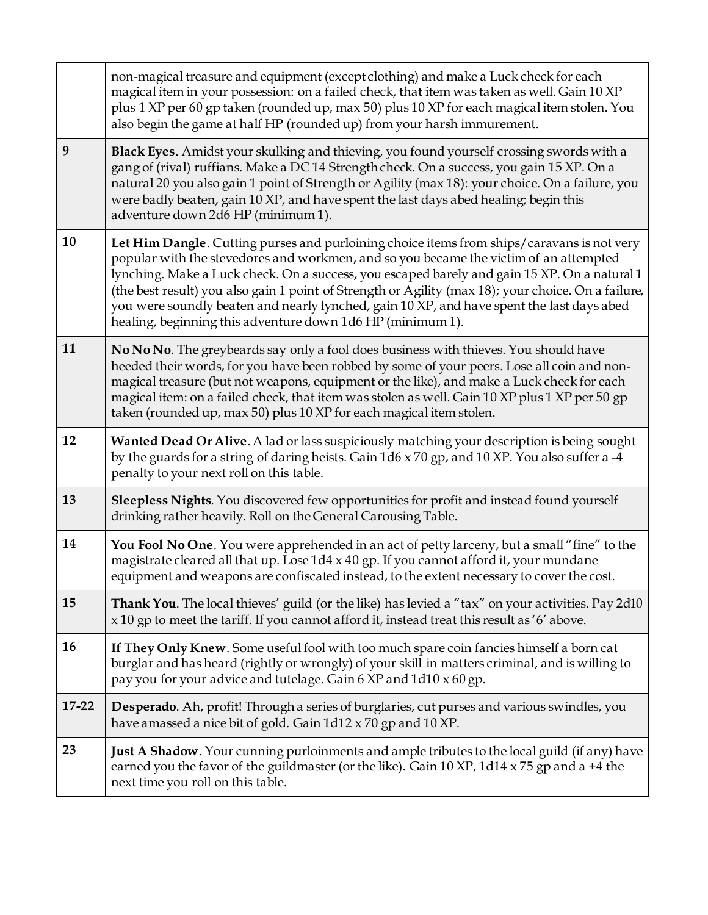| | |
|---|---|
| | non-magical treasure and equipment (except clothing) and make a Luck check for each magical item in your possession: on a failed check, that item was taken as well. Gain 10 XP plus 1 XP per 60 gp taken (rounded up, max 50) plus 10 XP for each magical item stolen. You also begin the game at half HP (rounded up) from your harsh immurement. |
| **9** | **Black Eyes**. Amidst your skulking and thieving, you found yourself crossing swords with a gang of (rival) ruffians. Make a DC 14 Strength check. On a success, you gain 15 XP. On a natural 20 you also gain 1 point of Strength or Agility (max 18): your choice. On a failure, you were badly beaten, gain 10 XP, and have spent the last days abed healing; begin this adventure down 2d6 HP (minimum 1). |
| **10** | **Let Him Dangle**. Cutting purses and purloining choice items from ships/caravans is not very popular with the stevedores and workmen, and so you became the victim of an attempted lynching. Make a Luck check. On a success, you escaped barely and gain 15 XP. On a natural 1 (the best result) you also gain 1 point of Strength or Agility (max 18); your choice. On a failure, you were soundly beaten and nearly lynched, gain 10 XP, and have spent the last days abed healing, beginning this adventure down 1d6 HP (minimum 1). |
| **11** | **No No No**. The greybeards say only a fool does business with thieves. You should have heeded their words, for you have been robbed by some of your peers. Lose all coin and non-magical treasure (but not weapons, equipment or the like), and make a Luck check for each magical item: on a failed check, that item was stolen as well. Gain 10 XP plus 1 XP per 50 gp taken (rounded up, max 50) plus 10 XP for each magical item stolen. |
| **12** | **Wanted Dead Or Alive**. A lad or lass suspiciously matching your description is being sought by the guards for a string of daring heists. Gain 1d6 x 70 gp, and 10 XP. You also suffer a -4 penalty to your next roll on this table. |
| **13** | **Sleepless Nights**. You discovered few opportunities for profit and instead found yourself drinking rather heavily. Roll on the General Carousing Table. |
| **14** | **You Fool No One**. You were apprehended in an act of petty larceny, but a small "fine" to the magistrate cleared all that up. Lose 1d4 x 40 gp. If you cannot afford it, your mundane equipment and weapons are confiscated instead, to the extent necessary to cover the cost. |
| **15** | **Thank You**. The local thieves' guild (or the like) has levied a "tax" on your activities. Pay 2d10 x 10 gp to meet the tariff. If you cannot afford it, instead treat this result as '6' above. |
| **16** | **If They Only Knew**. Some useful fool with too much spare coin fancies himself a born cat burglar and has heard (rightly or wrongly) of your skill in matters criminal, and is willing to pay you for your advice and tutelage. Gain 6 XP and 1d10 x 60 gp. |
| **17-22** | **Desperado**. Ah, profit! Through a series of burglaries, cut purses and various swindles, you have amassed a nice bit of gold. Gain 1d12 x 70 gp and 10 XP. |
| **23** | **Just A Shadow**. Your cunning purloinments and ample tributes to the local guild (if any) have earned you the favor of the guildmaster (or the like). Gain 10 XP, 1d14 x 75 gp and a +4 the next time you roll on this table. |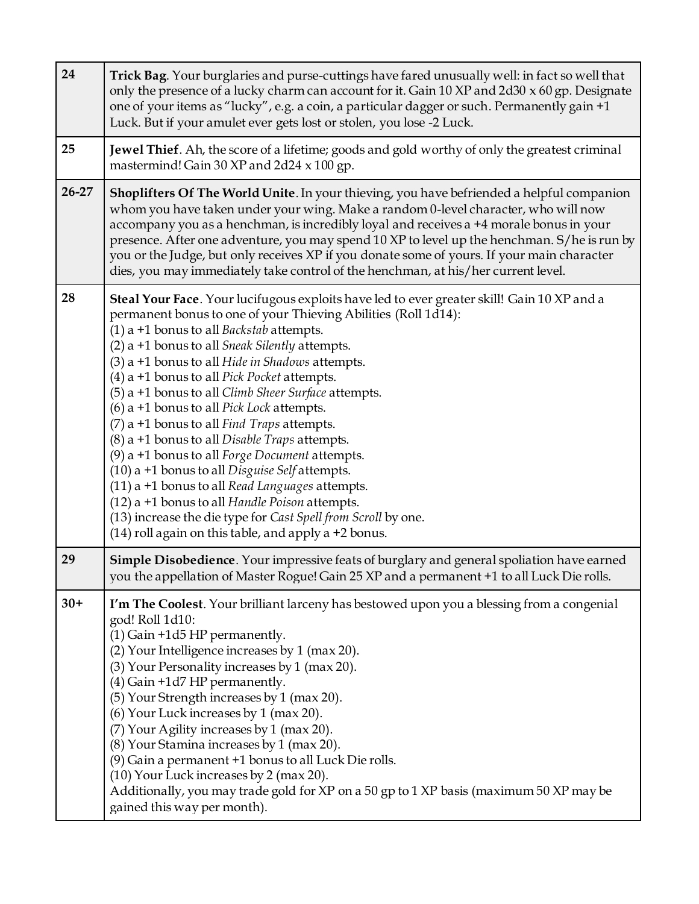| | |
|---|---|
| **24** | **Trick Bag**. Your burglaries and purse-cuttings have fared unusually well: in fact so well that only the presence of a lucky charm can account for it. Gain 10 XP and 2d30 x 60 gp. Designate one of your items as "lucky", e.g. a coin, a particular dagger or such. Permanently gain +1 Luck. But if your amulet ever gets lost or stolen, you lose -2 Luck. |
| **25** | **Jewel Thief**. Ah, the score of a lifetime; goods and gold worthy of only the greatest criminal mastermind! Gain 30 XP and 2d24 x 100 gp. |
| **26-27** | **Shoplifters Of The World Unite**. In your thieving, you have befriended a helpful companion whom you have taken under your wing. Make a random 0-level character, who will now accompany you as a henchman, is incredibly loyal and receives a +4 morale bonus in your presence. After one adventure, you may spend 10 XP to level up the henchman. S/he is run by you or the Judge, but only receives XP if you donate some of yours. If your main character dies, you may immediately take control of the henchman, at his/her current level. |
| **28** | **Steal Your Face**. Your lucifugous exploits have led to ever greater skill! Gain 10 XP and a permanent bonus to one of your Thieving Abilities (Roll 1d14):<br>(1) a +1 bonus to all *Backstab* attempts.<br>(2) a +1 bonus to all *Sneak Silently* attempts.<br>(3) a +1 bonus to all *Hide in Shadows* attempts.<br>(4) a +1 bonus to all *Pick Pocket* attempts.<br>(5) a +1 bonus to all *Climb Sheer Surface* attempts.<br>(6) a +1 bonus to all *Pick Lock* attempts.<br>(7) a +1 bonus to all *Find Traps* attempts.<br>(8) a +1 bonus to all *Disable Traps* attempts.<br>(9) a +1 bonus to all *Forge Document* attempts.<br>(10) a +1 bonus to all *Disguise Self* attempts.<br>(11) a +1 bonus to all *Read Languages* attempts.<br>(12) a +1 bonus to all *Handle Poison* attempts.<br>(13) increase the die type for *Cast Spell from Scroll* by one.<br>(14) roll again on this table, and apply a +2 bonus. |
| **29** | **Simple Disobedience**. Your impressive feats of burglary and general spoliation have earned you the appellation of Master Rogue! Gain 25 XP and a permanent +1 to all Luck Die rolls. |
| **30+** | **I'm The Coolest**. Your brilliant larceny has bestowed upon you a blessing from a congenial god! Roll 1d10:<br>(1) Gain +1d5 HP permanently.<br>(2) Your Intelligence increases by 1 (max 20).<br>(3) Your Personality increases by 1 (max 20).<br>(4) Gain +1d7 HP permanently.<br>(5) Your Strength increases by 1 (max 20).<br>(6) Your Luck increases by 1 (max 20).<br>(7) Your Agility increases by 1 (max 20).<br>(8) Your Stamina increases by 1 (max 20).<br>(9) Gain a permanent +1 bonus to all Luck Die rolls.<br>(10) Your Luck increases by 2 (max 20).<br>Additionally, you may trade gold for XP on a 50 gp to 1 XP basis (maximum 50 XP may be gained this way per month). |